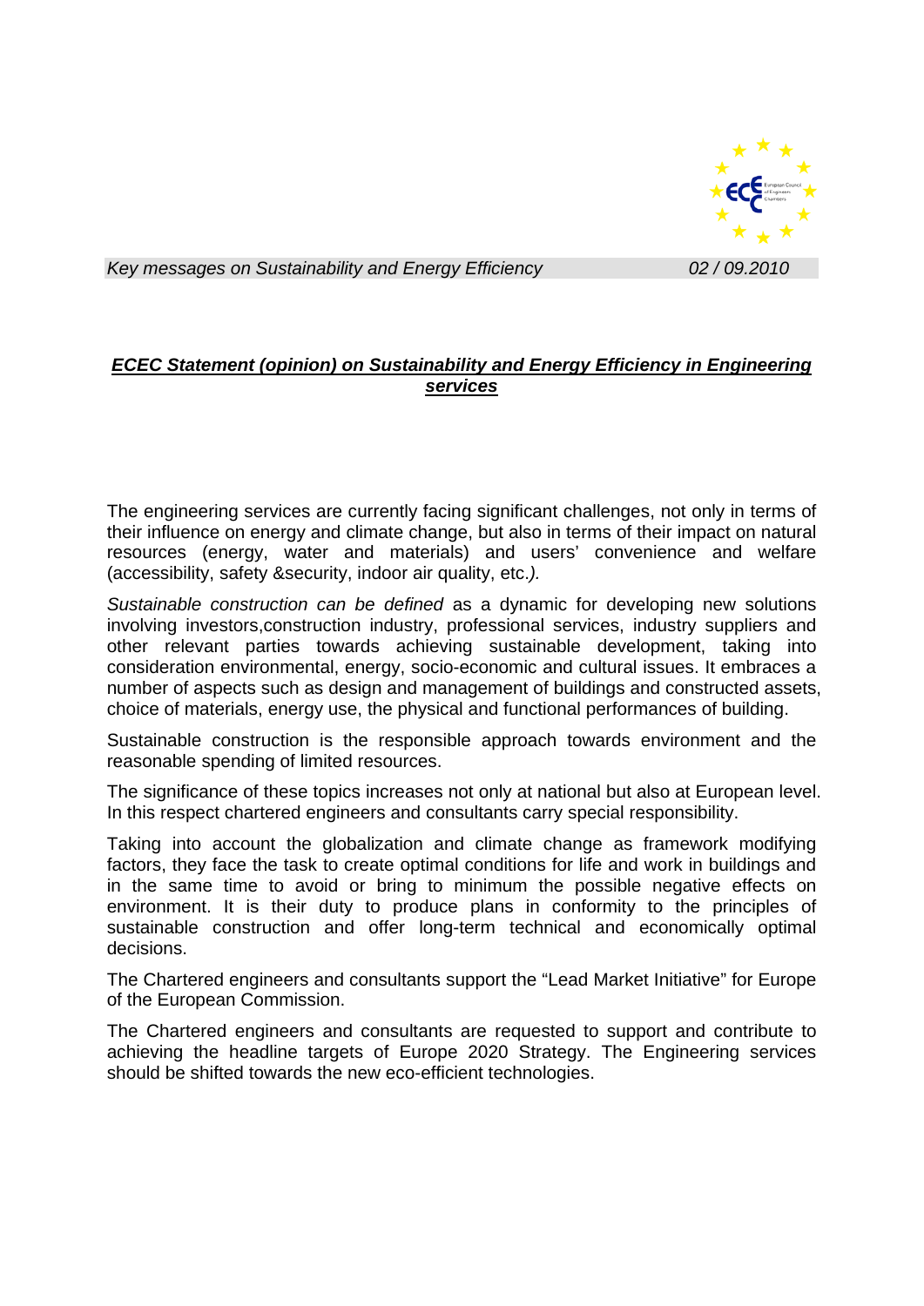*Key messages on Sustainability and Energy Efficiency* *02 / 09.2010*

## ***ECEC Statement (opinion) on Sustainability and Energy Efficiency in Engineering services***

The engineering services are currently facing significant challenges, not only in terms of their influence on energy and climate change, but also in terms of their impact on natural resources (energy, water and materials) and users' convenience and welfare (accessibility, safety &security, indoor air quality, etc.*).*

*Sustainable construction can be defined* as a dynamic for developing new solutions involving investors,construction industry, professional services, industry suppliers and other relevant parties towards achieving sustainable development, taking into consideration environmental, energy, socio-economic and cultural issues. It embraces a number of aspects such as design and management of buildings and constructed assets, choice of materials, energy use, the physical and functional performances of building.

Sustainable construction is the responsible approach towards environment and the reasonable spending of limited resources.

The significance of these topics increases not only at national but also at European level. In this respect chartered engineers and consultants carry special responsibility.

Taking into account the globalization and climate change as framework modifying factors, they face the task to create optimal conditions for life and work in buildings and in the same time to avoid or bring to minimum the possible negative effects on environment. It is their duty to produce plans in conformity to the principles of sustainable construction and offer long-term technical and economically optimal decisions.

The Chartered engineers and consultants support the "Lead Market Initiative" for Europe of the European Commission.

The Chartered engineers and consultants are requested to support and contribute to achieving the headline targets of Europe 2020 Strategy. The Engineering services should be shifted towards the new eco-efficient technologies.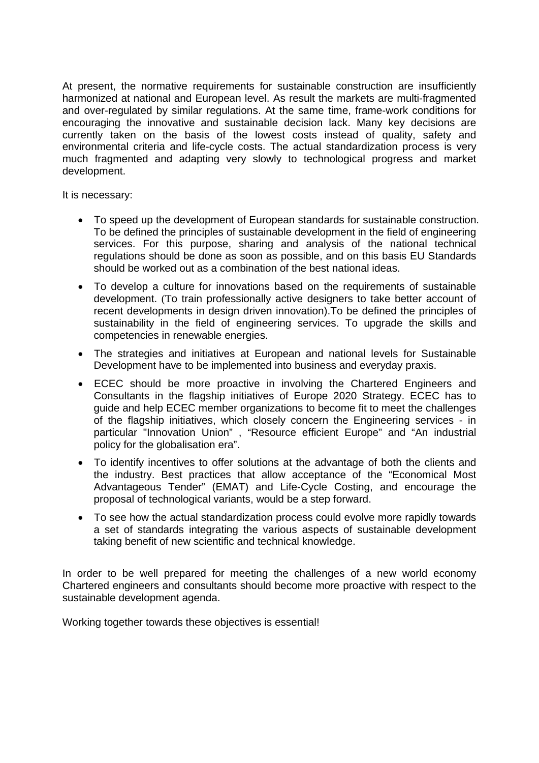At present, the normative requirements for sustainable construction are insufficiently harmonized at national and European level. As result the markets are multi-fragmented and over-regulated by similar regulations. At the same time, frame-work conditions for encouraging the innovative and sustainable decision lack. Many key decisions are currently taken on the basis of the lowest costs instead of quality, safety and environmental criteria and life-cycle costs. The actual standardization process is very much fragmented and adapting very slowly to technological progress and market development.

It is necessary:

- To speed up the development of European standards for sustainable construction. To be defined the principles of sustainable development in the field of engineering services. For this purpose, sharing and analysis of the national technical regulations should be done as soon as possible, and on this basis EU Standards should be worked out as a combination of the best national ideas.
- To develop a culture for innovations based on the requirements of sustainable development. (To train professionally active designers to take better account of recent developments in design driven innovation).To be defined the principles of sustainability in the field of engineering services. To upgrade the skills and competencies in renewable energies.
- The strategies and initiatives at European and national levels for Sustainable Development have to be implemented into business and everyday praxis.
- ECEC should be more proactive in involving the Chartered Engineers and Consultants in the flagship initiatives of Europe 2020 Strategy. ECEC has to guide and help ECEC member organizations to become fit to meet the challenges of the flagship initiatives, which closely concern the Engineering services - in particular "Innovation Union" , "Resource efficient Europe" and "An industrial policy for the globalisation era".
- To identify incentives to offer solutions at the advantage of both the clients and the industry. Best practices that allow acceptance of the "Economical Most Advantageous Tender" (EMAT) and Life-Cycle Costing, and encourage the proposal of technological variants, would be a step forward.
- To see how the actual standardization process could evolve more rapidly towards a set of standards integrating the various aspects of sustainable development taking benefit of new scientific and technical knowledge.

In order to be well prepared for meeting the challenges of a new world economy Chartered engineers and consultants should become more proactive with respect to the sustainable development agenda.

Working together towards these objectives is essential!